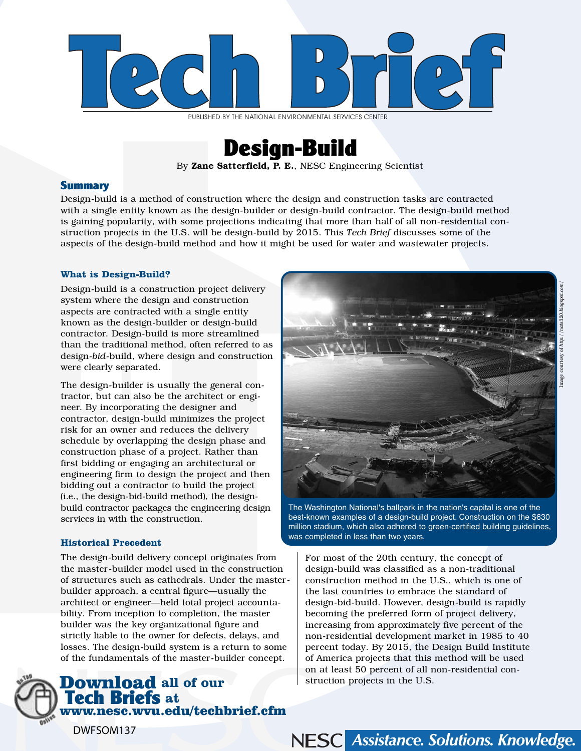# Tech Brief

PUBLISHED BY THE NATIONAL ENVIRONMENTAL SERVICES CENTER

## Design-Build

By **Zane Satterfield, P. E.**, NESC Engineering Scientist

### Summary

Design-build is a method of construction where the design and construction tasks are contracted with a single entity known as the design-builder or design-build contractor. The design-build method is gaining popularity, with some projections indicating that more than half of all non-residential construction projects in the U.S. will be design-build by 2015. This *Tech Brief* discusses some of the aspects of the design-build method and how it might be used for water and wastewater projects.

### What is Design-Build?

Design-build is a construction project delivery system where the design and construction aspects are contracted with a single entity known as the design-builder or design-build contractor. Design-build is more streamlined than the traditional method, often referred to as design-*bid*-build, where design and construction were clearly separated.

The design-builder is usually the general contractor, but can also be the architect or engineer. By incorporating the designer and contractor, design-build minimizes the project risk for an owner and reduces the delivery schedule by overlapping the design phase and construction phase of a project. Rather than first bidding or engaging an architectural or engineering firm to design the project and then bidding out a contractor to build the project (i.e., the design-bid-build method), the design-build contractor packages the engineering design services in with the construction.

Image courtesy of http://nats320.blogspot.com/

The Washington National's ballpark in the nation's capital is one of the best-known examples of a design-build project. Construction on the $630 million stadium, which also adhered to green-certified building guidelines, was completed in less than two years.

### Historical Precedent

The design-build delivery concept originates from the master-builder model used in the construction of structures such as cathedrals. Under the master-builder approach, a central figure—usually the architect or engineer—held total project accountability. From inception to completion, the master builder was the key organizational figure and strictly liable to the owner for defects, delays, and losses. The design-build system is a return to some of the fundamentals of the master-builder concept.

For most of the 20th century, the concept of design-build was classified as a non-traditional construction method in the U.S., which is one of the last countries to embrace the standard of design-bid-build. However, design-build is rapidly becoming the preferred form of project delivery, increasing from approximately five percent of the non-residential development market in 1985 to 40 percent today. By 2015, the Design Build Institute of America projects that this method will be used on at least 50 percent of all non-residential construction projects in the U.S.

**Download all of our Tech Briefs at www.nesc.wvu.edu/techbrief.cfm**

DWFSOM137

NESC *Assistance. Solutions. Knowledge.*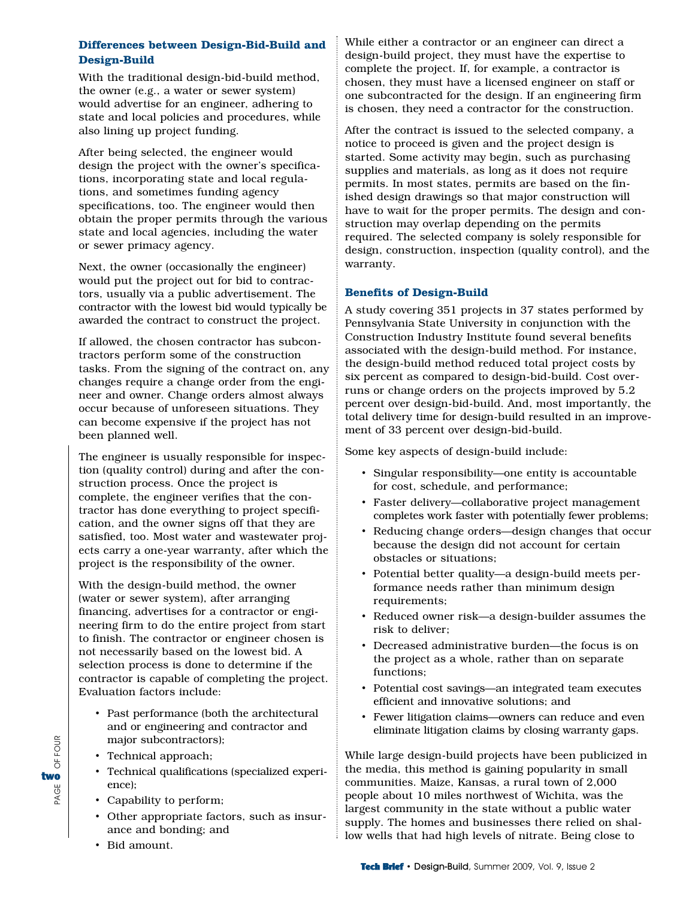### Differences between Design-Bid-Build and Design-Build

With the traditional design-bid-build method, the owner (e.g., a water or sewer system) would advertise for an engineer, adhering to state and local policies and procedures, while also lining up project funding.

After being selected, the engineer would design the project with the owner's specifications, incorporating state and local regulations, and sometimes funding agency specifications, too. The engineer would then obtain the proper permits through the various state and local agencies, including the water or sewer primacy agency.

Next, the owner (occasionally the engineer) would put the project out for bid to contractors, usually via a public advertisement. The contractor with the lowest bid would typically be awarded the contract to construct the project.

If allowed, the chosen contractor has subcontractors perform some of the construction tasks. From the signing of the contract on, any changes require a change order from the engineer and owner. Change orders almost always occur because of unforeseen situations. They can become expensive if the project has not been planned well.

The engineer is usually responsible for inspection (quality control) during and after the construction process. Once the project is complete, the engineer verifies that the contractor has done everything to project specification, and the owner signs off that they are satisfied, too. Most water and wastewater projects carry a one-year warranty, after which the project is the responsibility of the owner.

With the design-build method, the owner (water or sewer system), after arranging financing, advertises for a contractor or engineering firm to do the entire project from start to finish. The contractor or engineer chosen is not necessarily based on the lowest bid. A selection process is done to determine if the contractor is capable of completing the project. Evaluation factors include:

- Past performance (both the architectural and or engineering and contractor and major subcontractors);
- Technical approach;
- Technical qualifications (specialized experience);
- Capability to perform;
- Other appropriate factors, such as insurance and bonding; and
- Bid amount.

While either a contractor or an engineer can direct a design-build project, they must have the expertise to complete the project. If, for example, a contractor is chosen, they must have a licensed engineer on staff or one subcontracted for the design. If an engineering firm is chosen, they need a contractor for the construction.

After the contract is issued to the selected company, a notice to proceed is given and the project design is started. Some activity may begin, such as purchasing supplies and materials, as long as it does not require permits. In most states, permits are based on the finished design drawings so that major construction will have to wait for the proper permits. The design and construction may overlap depending on the permits required. The selected company is solely responsible for design, construction, inspection (quality control), and the warranty.

### Benefits of Design-Build

A study covering 351 projects in 37 states performed by Pennsylvania State University in conjunction with the Construction Industry Institute found several benefits associated with the design-build method. For instance, the design-build method reduced total project costs by six percent as compared to design-bid-build. Cost overruns or change orders on the projects improved by 5.2 percent over design-bid-build. And, most importantly, the total delivery time for design-build resulted in an improvement of 33 percent over design-bid-build.

Some key aspects of design-build include:

- Singular responsibility—one entity is accountable for cost, schedule, and performance;
- Faster delivery—collaborative project management completes work faster with potentially fewer problems;
- Reducing change orders—design changes that occur because the design did not account for certain obstacles or situations;
- Potential better quality—a design-build meets performance needs rather than minimum design requirements;
- Reduced owner risk—a design-builder assumes the risk to deliver;
- Decreased administrative burden—the focus is on the project as a whole, rather than on separate functions;
- Potential cost savings—an integrated team executes efficient and innovative solutions; and
- Fewer litigation claims—owners can reduce and even eliminate litigation claims by closing warranty gaps.

While large design-build projects have been publicized in the media, this method is gaining popularity in small communities. Maize, Kansas, a rural town of 2,000 people about 10 miles northwest of Wichita, was the largest community in the state without a public water supply. The homes and businesses there relied on shallow wells that had high levels of nitrate. Being close to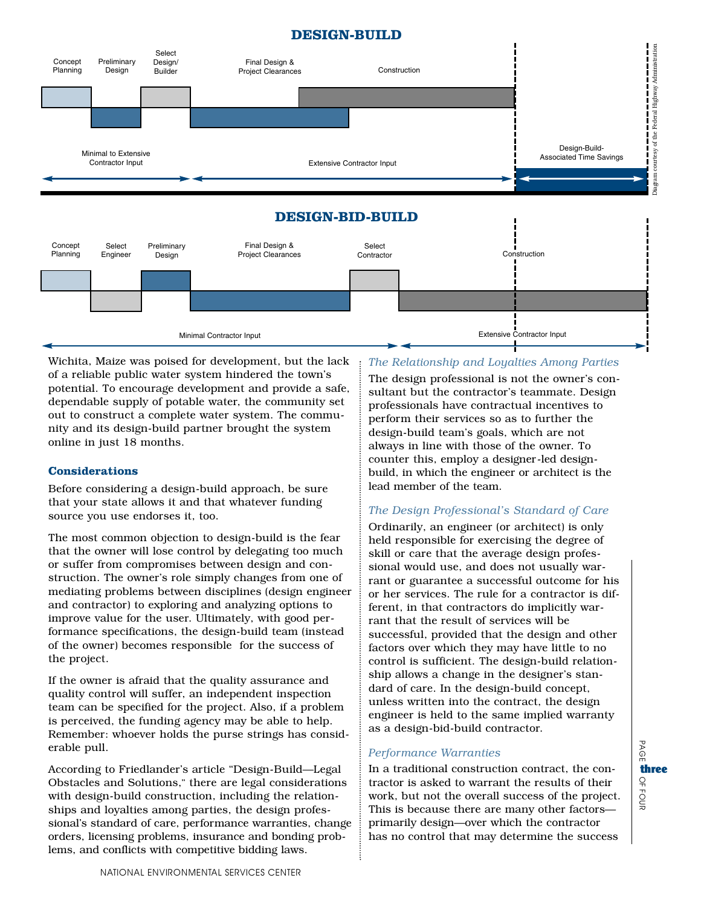## DESIGN-BUILD

Concept Planning | Preliminary Design | Select Design/ Builder | Final Design & Project Clearances | Construction

Minimal to Extensive Contractor Input | Extensive Contractor Input | Design-Build-Associated Time Savings

## DESIGN-BID-BUILD

Concept Planning | Select Engineer | Preliminary Design | Final Design & Project Clearances | Select Contractor | Construction

Minimal Contractor Input | Extensive Contractor Input

Diagram courtesy of the Federal Highway Administration

Wichita, Maize was poised for development, but the lack of a reliable public water system hindered the town's potential. To encourage development and provide a safe, dependable supply of potable water, the community set out to construct a complete water system. The community and its design-build partner brought the system online in just 18 months.

### Considerations

Before considering a design-build approach, be sure that your state allows it and that whatever funding source you use endorses it, too.

The most common objection to design-build is the fear that the owner will lose control by delegating too much or suffer from compromises between design and construction. The owner's role simply changes from one of mediating problems between disciplines (design engineer and contractor) to exploring and analyzing options to improve value for the user. Ultimately, with good performance specifications, the design-build team (instead of the owner) becomes responsible for the success of the project.

If the owner is afraid that the quality assurance and quality control will suffer, an independent inspection team can be specified for the project. Also, if a problem is perceived, the funding agency may be able to help. Remember: whoever holds the purse strings has considerable pull.

According to Friedlander's article "Design-Build—Legal Obstacles and Solutions," there are legal considerations with design-build construction, including the relationships and loyalties among parties, the design professional's standard of care, performance warranties, change orders, licensing problems, insurance and bonding problems, and conflicts with competitive bidding laws.

*The Relationship and Loyalties Among Parties*

The design professional is not the owner's consultant but the contractor's teammate. Design professionals have contractual incentives to perform their services so as to further the design-build team's goals, which are not always in line with those of the owner. To counter this, employ a designer-led design-build, in which the engineer or architect is the lead member of the team.

*The Design Professional's Standard of Care*

Ordinarily, an engineer (or architect) is only held responsible for exercising the degree of skill or care that the average design professional would use, and does not usually warrant or guarantee a successful outcome for his or her services. The rule for a contractor is different, in that contractors do implicitly warrant that the result of services will be successful, provided that the design and other factors over which they may have little to no control is sufficient. The design-build relationship allows a change in the designer's standard of care. In the design-build concept, unless written into the contract, the design engineer is held to the same implied warranty as a design-bid-build contractor.

*Performance Warranties*

In a traditional construction contract, the contractor is asked to warrant the results of their work, but not the overall success of the project. This is because there are many other factors—primarily design—over which the contractor has no control that may determine the success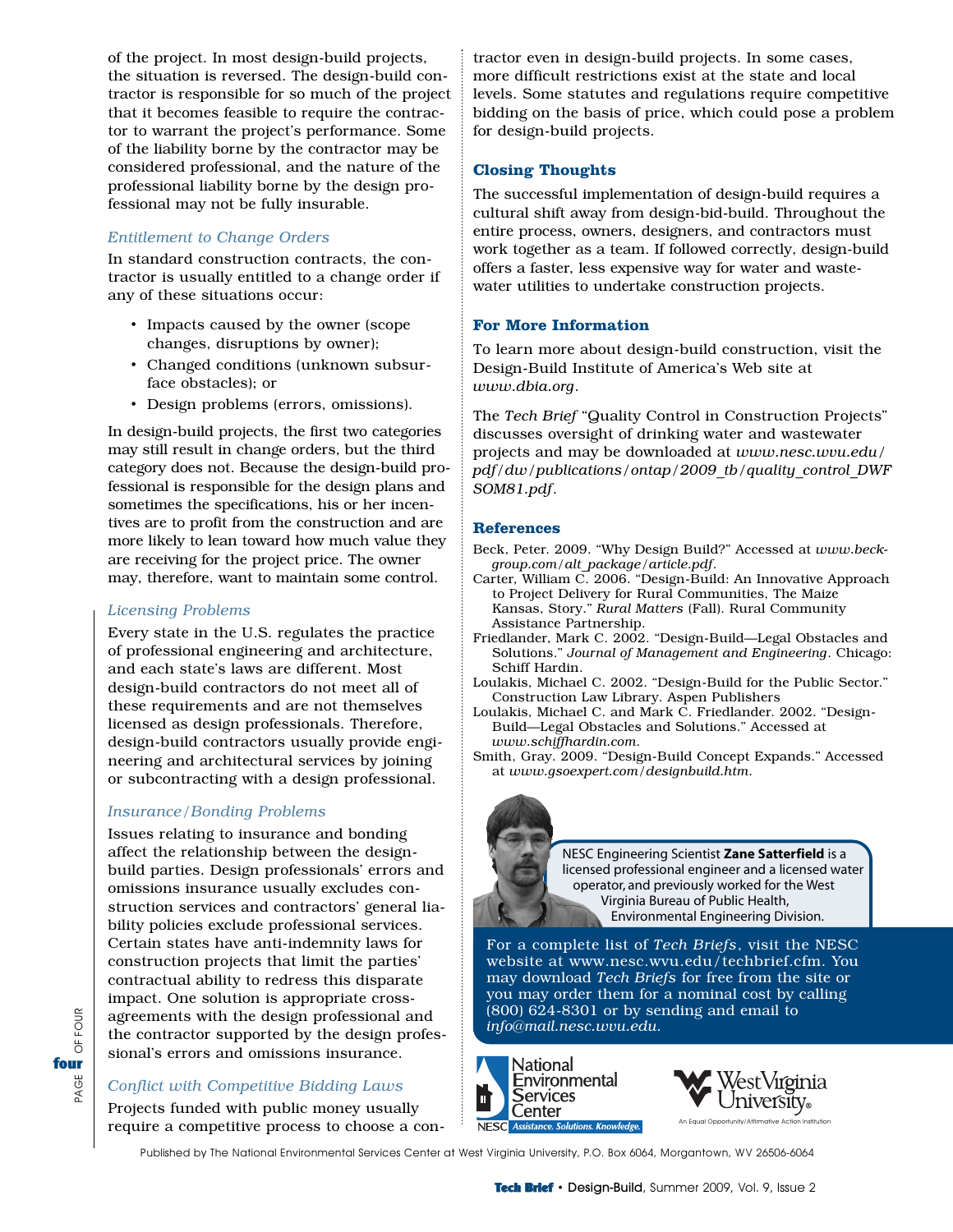of the project. In most design-build projects, the situation is reversed. The design-build contractor is responsible for so much of the project that it becomes feasible to require the contractor to warrant the project's performance. Some of the liability borne by the contractor may be considered professional, and the nature of the professional liability borne by the design professional may not be fully insurable.

### *Entitlement to Change Orders*

In standard construction contracts, the contractor is usually entitled to a change order if any of these situations occur:

- Impacts caused by the owner (scope changes, disruptions by owner);
- Changed conditions (unknown subsurface obstacles); or
- Design problems (errors, omissions).

In design-build projects, the first two categories may still result in change orders, but the third category does not. Because the design-build professional is responsible for the design plans and sometimes the specifications, his or her incentives are to profit from the construction and are more likely to lean toward how much value they are receiving for the project price. The owner may, therefore, want to maintain some control.

### *Licensing Problems*

Every state in the U.S. regulates the practice of professional engineering and architecture, and each state's laws are different. Most design-build contractors do not meet all of these requirements and are not themselves licensed as design professionals. Therefore, design-build contractors usually provide engineering and architectural services by joining or subcontracting with a design professional.

### *Insurance/Bonding Problems*

Issues relating to insurance and bonding affect the relationship between the design-build parties. Design professionals' errors and omissions insurance usually excludes construction services and contractors' general liability policies exclude professional services. Certain states have anti-indemnity laws for construction projects that limit the parties' contractual ability to redress this disparate impact. One solution is appropriate cross-agreements with the design professional and the contractor supported by the design professional's errors and omissions insurance.

### *Conflict with Competitive Bidding Laws*

Projects funded with public money usually require a competitive process to choose a contractor even in design-build projects. In some cases, more difficult restrictions exist at the state and local levels. Some statutes and regulations require competitive bidding on the basis of price, which could pose a problem for design-build projects.

## Closing Thoughts

The successful implementation of design-build requires a cultural shift away from design-bid-build. Throughout the entire process, owners, designers, and contractors must work together as a team. If followed correctly, design-build offers a faster, less expensive way for water and wastewater utilities to undertake construction projects.

## For More Information

To learn more about design-build construction, visit the Design-Build Institute of America's Web site at *www.dbia.org*.

The *Tech Brief* "Quality Control in Construction Projects" discusses oversight of drinking water and wastewater projects and may be downloaded at *www.nesc.wvu.edu/pdf/dw/publications/ontap/2009_tb/quality_control_DWFSOM81.pdf*.

## References

Beck, Peter. 2009. "Why Design Build?" Accessed at *www.beckgroup.com/alt_package/article.pdf*.

Carter, William C. 2006. "Design-Build: An Innovative Approach to Project Delivery for Rural Communities, The Maize Kansas, Story." *Rural Matters* (Fall). Rural Community Assistance Partnership.

Friedlander, Mark C. 2002. "Design-Build—Legal Obstacles and Solutions." *Journal of Management and Engineering*. Chicago: Schiff Hardin.

Loulakis, Michael C. 2002. "Design-Build for the Public Sector." Construction Law Library. Aspen Publishers

Loulakis, Michael C. and Mark C. Friedlander. 2002. "Design-Build—Legal Obstacles and Solutions." Accessed at *www.schiffhardin.com*.

Smith, Gray. 2009. "Design-Build Concept Expands." Accessed at *www.gsoexpert.com/designbuild.htm*.

NESC Engineering Scientist **Zane Satterfield** is a licensed professional engineer and a licensed water operator, and previously worked for the West Virginia Bureau of Public Health, Environmental Engineering Division.

For a complete list of *Tech Briefs*, visit the NESC website at www.nesc.wvu.edu/techbrief.cfm. You may download *Tech Briefs* for free from the site or you may order them for a nominal cost by calling (800) 624-8301 or by sending and email to *info@mail.nesc.wvu.edu*.

National Environmental Services Center
NESC Assistance. Solutions. Knowledge.

West Virginia University
An Equal Opportunity/Affirmative Action Institution

Published by The National Environmental Services Center at West Virginia University, P.O. Box 6064, Morgantown, WV 26506-6064